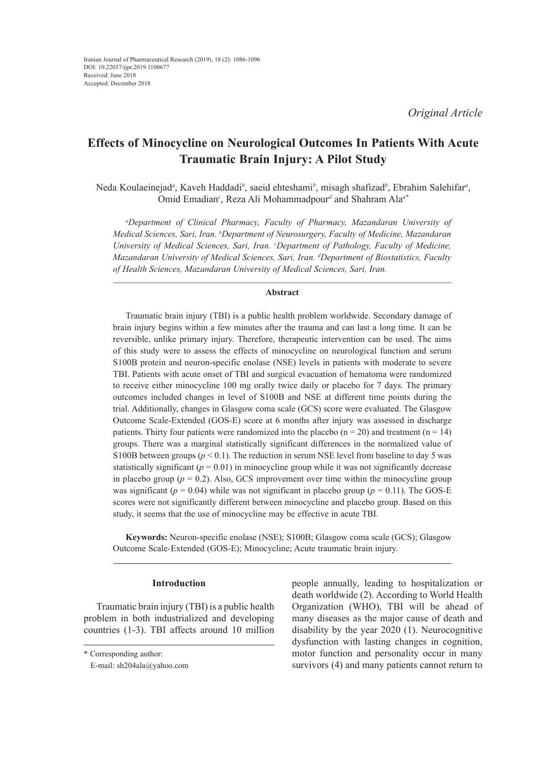Iranian Journal of Pharmaceutical Research (2019), 18 (2): 1086-1096
DOI: 10.22037/ijpr.2019.1100677
Received: June 2018
Accepted: December 2018

*Original Article*

# Effects of Minocycline on Neurological Outcomes In Patients With Acute Traumatic Brain Injury: A Pilot Study

Neda Koulaeinejad[a], Kaveh Haddadi[b], saeid ehteshami[b], misagh shafizad[b], Ebrahim Salehifar[a], Omid Emadian[c], Reza Ali Mohammadpour[d] and Shahram Ala[a*]

*[a]Department of Clinical Pharmacy, Faculty of Pharmacy, Mazandaran University of Medical Sciences, Sari, Iran. [b]Department of Neurosurgery, Faculty of Medicine, Mazandaran University of Medical Sciences, Sari, Iran. [c]Department of Pathology, Faculty of Medicine, Mazandaran University of Medical Sciences, Sari, Iran. [d]Department of Biostatistics, Faculty of Health Sciences, Mazandaran University of Medical Sciences, Sari, Iran.*

## Abstract

Traumatic brain injury (TBI) is a public health problem worldwide. Secondary damage of brain injury begins within a few minutes after the trauma and can last a long time. It can be reversible, unlike primary injury. Therefore, therapeutic intervention can be used. The aims of this study were to assess the effects of minocycline on neurological function and serum S100B protein and neuron-specific enolase (NSE) levels in patients with moderate to severe TBI. Patients with acute onset of TBI and surgical evacuation of hematoma were randomized to receive either minocycline 100 mg orally twice daily or placebo for 7 days. The primary outcomes included changes in level of S100B and NSE at different time points during the trial. Additionally, changes in Glasgow coma scale (GCS) score were evaluated. The Glasgow Outcome Scale-Extended (GOS-E) score at 6 months after injury was assessed in discharge patients. Thirty four patients were randomized into the placebo (n = 20) and treatment (n = 14) groups. There was a marginal statistically significant differences in the normalized value of S100B between groups ($p < 0.1$). The reduction in serum NSE level from baseline to day 5 was statistically significant ($p = 0.01$) in minocycline group while it was not significantly decrease in placebo group ($p = 0.2$). Also, GCS improvement over time within the minocycline group was significant ($p = 0.04$) while was not significant in placebo group ($p = 0.11$). The GOS-E scores were not significantly different between minocycline and placebo group. Based on this study, it seems that the use of minocycline may be effective in acute TBI.

**Keywords:** Neuron-specific enolase (NSE); S100B; Glasgow coma scale (GCS); Glasgow Outcome Scale-Extended (GOS-E); Minocycline; Acute traumatic brain injury.

## Introduction

Traumatic brain injury (TBI) is a public health problem in both industrialized and developing countries (1-3). TBI affects around 10 million people annually, leading to hospitalization or death worldwide (2). According to World Health Organization (WHO), TBI will be ahead of many diseases as the major cause of death and disability by the year 2020 (1). Neurocognitive dysfunction with lasting changes in cognition, motor function and personality occur in many survivors (4) and many patients cannot return to

\* Corresponding author:
E-mail: sh204ala@yahoo.com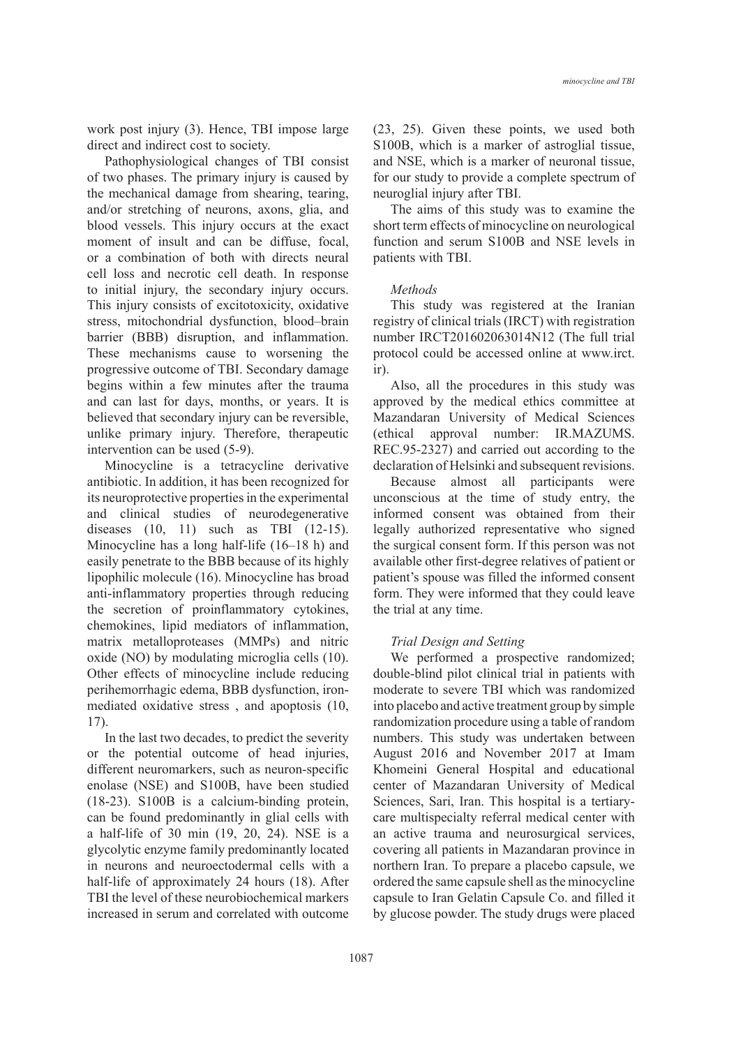work post injury (3). Hence, TBI impose large direct and indirect cost to society.

Pathophysiological changes of TBI consist of two phases. The primary injury is caused by the mechanical damage from shearing, tearing, and/or stretching of neurons, axons, glia, and blood vessels. This injury occurs at the exact moment of insult and can be diffuse, focal, or a combination of both with directs neural cell loss and necrotic cell death. In response to initial injury, the secondary injury occurs. This injury consists of excitotoxicity, oxidative stress, mitochondrial dysfunction, blood–brain barrier (BBB) disruption, and inflammation. These mechanisms cause to worsening the progressive outcome of TBI. Secondary damage begins within a few minutes after the trauma and can last for days, months, or years. It is believed that secondary injury can be reversible, unlike primary injury. Therefore, therapeutic intervention can be used (5-9).

Minocycline is a tetracycline derivative antibiotic. In addition, it has been recognized for its neuroprotective properties in the experimental and clinical studies of neurodegenerative diseases (10, 11) such as TBI (12-15). Minocycline has a long half-life (16–18 h) and easily penetrate to the BBB because of its highly lipophilic molecule (16). Minocycline has broad anti-inflammatory properties through reducing the secretion of proinflammatory cytokines, chemokines, lipid mediators of inflammation, matrix metalloproteases (MMPs) and nitric oxide (NO) by modulating microglia cells (10). Other effects of minocycline include reducing perihemorrhagic edema, BBB dysfunction, iron-mediated oxidative stress , and apoptosis (10, 17).

In the last two decades, to predict the severity or the potential outcome of head injuries, different neuromarkers, such as neuron-specific enolase (NSE) and S100B, have been studied (18-23). S100B is a calcium-binding protein, can be found predominantly in glial cells with a half-life of 30 min (19, 20, 24). NSE is a glycolytic enzyme family predominantly located in neurons and neuroectodermal cells with a half-life of approximately 24 hours (18). After TBI the level of these neurobiochemical markers increased in serum and correlated with outcome (23, 25). Given these points, we used both S100B, which is a marker of astroglial tissue, and NSE, which is a marker of neuronal tissue, for our study to provide a complete spectrum of neuroglial injury after TBI.

The aims of this study was to examine the short term effects of minocycline on neurological function and serum S100B and NSE levels in patients with TBI.

## *Methods*

This study was registered at the Iranian registry of clinical trials (IRCT) with registration number IRCT201602063014N12 (The full trial protocol could be accessed online at www.irct.ir).

Also, all the procedures in this study was approved by the medical ethics committee at Mazandaran University of Medical Sciences (ethical approval number: IR.MAZUMS.REC.95-2327) and carried out according to the declaration of Helsinki and subsequent revisions.

Because almost all participants were unconscious at the time of study entry, the informed consent was obtained from their legally authorized representative who signed the surgical consent form. If this person was not available other first-degree relatives of patient or patient's spouse was filled the informed consent form. They were informed that they could leave the trial at any time.

### *Trial Design and Setting*

We performed a prospective randomized; double-blind pilot clinical trial in patients with moderate to severe TBI which was randomized into placebo and active treatment group by simple randomization procedure using a table of random numbers. This study was undertaken between August 2016 and November 2017 at Imam Khomeini General Hospital and educational center of Mazandaran University of Medical Sciences, Sari, Iran. This hospital is a tertiary-care multispecialty referral medical center with an active trauma and neurosurgical services, covering all patients in Mazandaran province in northern Iran. To prepare a placebo capsule, we ordered the same capsule shell as the minocycline capsule to Iran Gelatin Capsule Co. and filled it by glucose powder. The study drugs were placed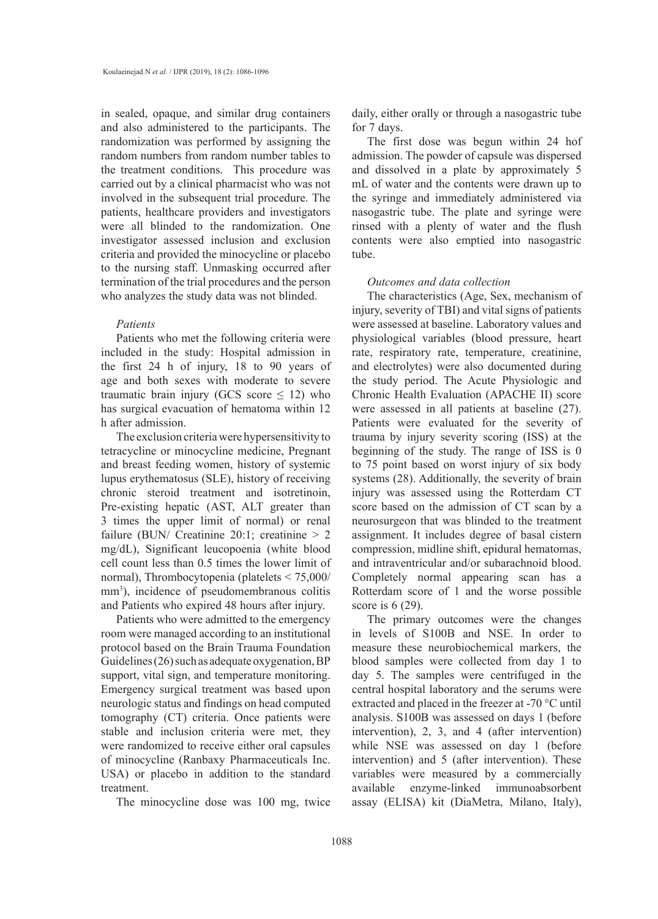in sealed, opaque, and similar drug containers and also administered to the participants. The randomization was performed by assigning the random numbers from random number tables to the treatment conditions. This procedure was carried out by a clinical pharmacist who was not involved in the subsequent trial procedure. The patients, healthcare providers and investigators were all blinded to the randomization. One investigator assessed inclusion and exclusion criteria and provided the minocycline or placebo to the nursing staff. Unmasking occurred after termination of the trial procedures and the person who analyzes the study data was not blinded.

*Patients*

Patients who met the following criteria were included in the study: Hospital admission in the first 24 h of injury, 18 to 90 years of age and both sexes with moderate to severe traumatic brain injury (GCS score ≤ 12) who has surgical evacuation of hematoma within 12 h after admission.

The exclusion criteria were hypersensitivity to tetracycline or minocycline medicine, Pregnant and breast feeding women, history of systemic lupus erythematosus (SLE), history of receiving chronic steroid treatment and isotretinoin, Pre-existing hepatic (AST, ALT greater than 3 times the upper limit of normal) or renal failure (BUN/ Creatinine 20:1; creatinine > 2 mg/dL), Significant leucopoenia (white blood cell count less than 0.5 times the lower limit of normal), Thrombocytopenia (platelets < 75,000/ $mm^3$), incidence of pseudomembranous colitis and Patients who expired 48 hours after injury.

Patients who were admitted to the emergency room were managed according to an institutional protocol based on the Brain Trauma Foundation Guidelines (26) such as adequate oxygenation, BP support, vital sign, and temperature monitoring. Emergency surgical treatment was based upon neurologic status and findings on head computed tomography (CT) criteria. Once patients were stable and inclusion criteria were met, they were randomized to receive either oral capsules of minocycline (Ranbaxy Pharmaceuticals Inc. USA) or placebo in addition to the standard treatment.

The minocycline dose was 100 mg, twice daily, either orally or through a nasogastric tube for 7 days.

The first dose was begun within 24 hof admission. The powder of capsule was dispersed and dissolved in a plate by approximately 5 mL of water and the contents were drawn up to the syringe and immediately administered via nasogastric tube. The plate and syringe were rinsed with a plenty of water and the flush contents were also emptied into nasogastric tube.

*Outcomes and data collection*

The characteristics (Age, Sex, mechanism of injury, severity of TBI) and vital signs of patients were assessed at baseline. Laboratory values and physiological variables (blood pressure, heart rate, respiratory rate, temperature, creatinine, and electrolytes) were also documented during the study period. The Acute Physiologic and Chronic Health Evaluation (APACHE II) score were assessed in all patients at baseline (27). Patients were evaluated for the severity of trauma by injury severity scoring (ISS) at the beginning of the study. The range of ISS is 0 to 75 point based on worst injury of six body systems (28). Additionally, the severity of brain injury was assessed using the Rotterdam CT score based on the admission of CT scan by a neurosurgeon that was blinded to the treatment assignment. It includes degree of basal cistern compression, midline shift, epidural hematomas, and intraventricular and/or subarachnoid blood. Completely normal appearing scan has a Rotterdam score of 1 and the worse possible score is 6 (29).

The primary outcomes were the changes in levels of S100B and NSE. In order to measure these neurobiochemical markers, the blood samples were collected from day 1 to day 5. The samples were centrifuged in the central hospital laboratory and the serums were extracted and placed in the freezer at -70 °C until analysis. S100B was assessed on days 1 (before intervention), 2, 3, and 4 (after intervention) while NSE was assessed on day 1 (before intervention) and 5 (after intervention). These variables were measured by a commercially available enzyme-linked immunoabsorbent assay (ELISA) kit (DiaMetra, Milano, Italy),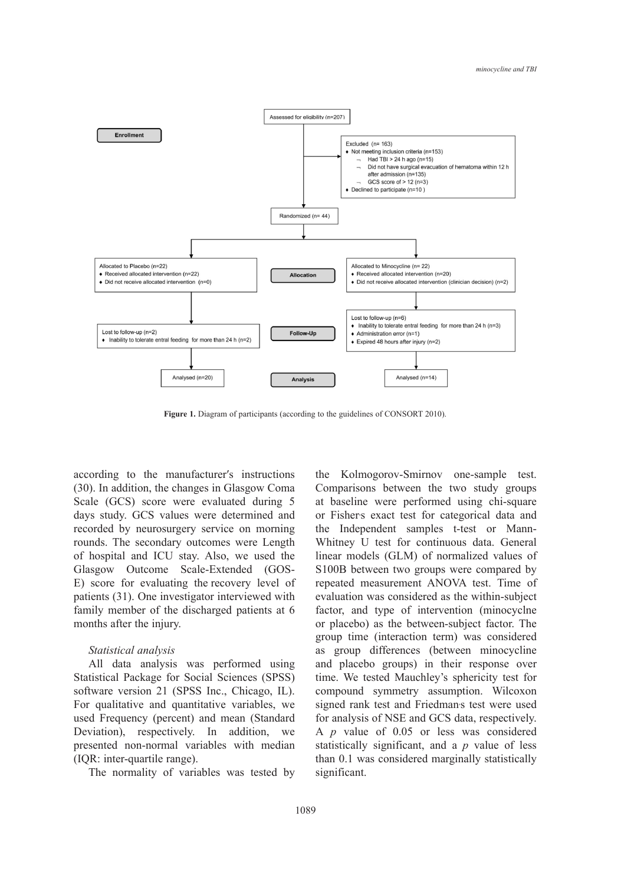Assessed for eligibility (n=207)

Enrollment

Excluded (n= 163)
- Not meeting inclusion criteria (n=153)
  - Had TBI > 24 h ago (n=15)
  - Did not have surgical evacuation of hematoma within 12 h after admission (n=135)
  - GCS score of > 12 (n=3)
- Declined to participate (n=10 )

Randomized (n= 44)

Allocation

Allocated to Placebo (n=22)
- Received allocated intervention (n=22)
- Did not receive allocated intervention (n=0)

Allocated to Minocycline (n= 22)
- Received allocated intervention (n=20)
- Did not receive allocated intervention (clinician decision) (n=2)

Follow-Up

Lost to follow-up (n=2)
- Inability to tolerate entral feeding for more than 24 h (n=2)

Lost to follow-up (n=6)
- Inability to tolerate entral feeding for more than 24 h (n=3)
- Administration error (n=1)
- Expired 48 hours after injury (n=2)

Analysis

Analysed (n=20)

Analysed (n=14)

**Figure 1.** Diagram of participants (according to the guidelines of CONSORT 2010).

according to the manufacturer's instructions (30). In addition, the changes in Glasgow Coma Scale (GCS) score were evaluated during 5 days study. GCS values were determined and recorded by neurosurgery service on morning rounds. The secondary outcomes were Length of hospital and ICU stay. Also, we used the Glasgow Outcome Scale-Extended (GOS-E) score for evaluating the recovery level of patients (31). One investigator interviewed with family member of the discharged patients at 6 months after the injury.

*Statistical analysis*

All data analysis was performed using Statistical Package for Social Sciences (SPSS) software version 21 (SPSS Inc., Chicago, IL). For qualitative and quantitative variables, we used Frequency (percent) and mean (Standard Deviation), respectively. In addition, we presented non-normal variables with median (IQR: inter-quartile range).

The normality of variables was tested by the Kolmogorov-Smirnov one-sample test. Comparisons between the two study groups at baseline were performed using chi-square or Fisher's exact test for categorical data and the Independent samples t-test or Mann-Whitney U test for continuous data. General linear models (GLM) of normalized values of S100B between two groups were compared by repeated measurement ANOVA test. Time of evaluation was considered as the within-subject factor, and type of intervention (minocyclne or placebo) as the between-subject factor. The group time (interaction term) was considered as group differences (between minocycline and placebo groups) in their response over time. We tested Mauchley's sphericity test for compound symmetry assumption. Wilcoxon signed rank test and Friedman's test were used for analysis of NSE and GCS data, respectively. A $p$ value of 0.05 or less was considered statistically significant, and a $p$ value of less than 0.1 was considered marginally statistically significant.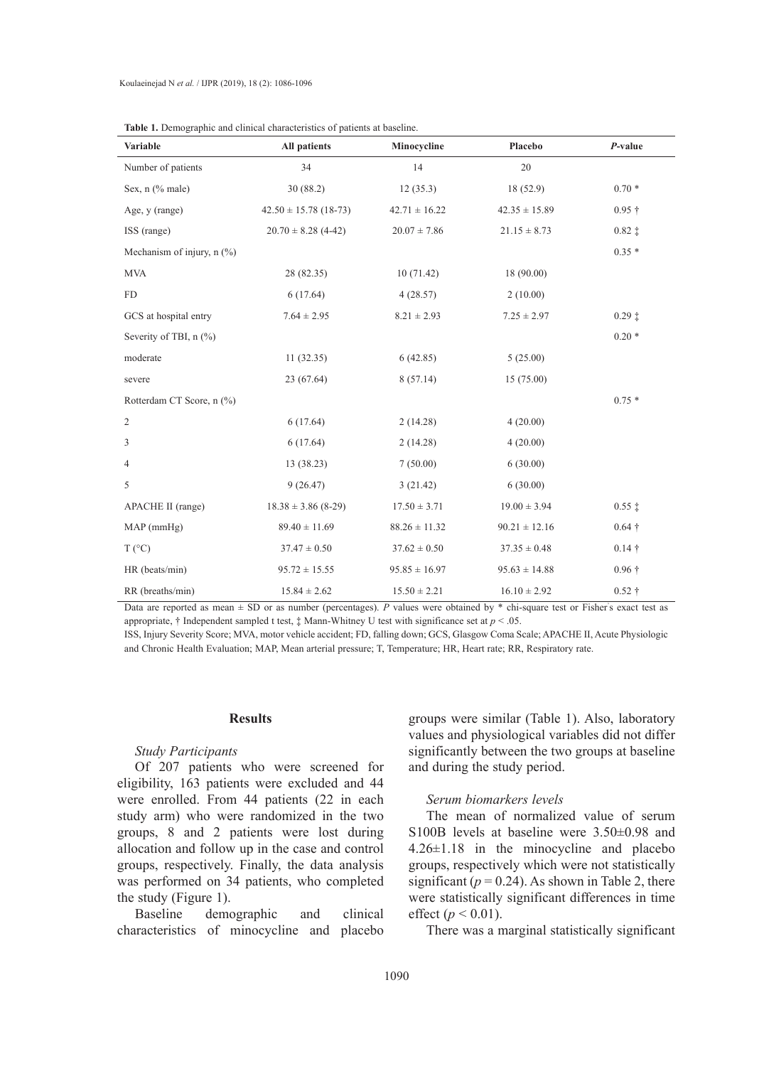**Table 1.** Demographic and clinical characteristics of patients at baseline.

| Variable | All patients | Minocycline | Placebo | *P*-value |
|---|---|---|---|---|
| Number of patients | 34 | 14 | 20 | |
| Sex, n (% male) | 30 (88.2) | 12 (35.3) | 18 (52.9) | 0.70 * |
| Age, y (range) | 42.50 ± 15.78 (18-73) | 42.71 ± 16.22 | 42.35 ± 15.89 | 0.95 † |
| ISS (range) | 20.70 ± 8.28 (4-42) | 20.07 ± 7.86 | 21.15 ± 8.73 | 0.82 ‡ |
| Mechanism of injury, n (%) | | | | 0.35 * |
| MVA | 28 (82.35) | 10 (71.42) | 18 (90.00) | |
| FD | 6 (17.64) | 4 (28.57) | 2 (10.00) | |
| GCS at hospital entry | 7.64 ± 2.95 | 8.21 ± 2.93 | 7.25 ± 2.97 | 0.29 ‡ |
| Severity of TBI, n (%) | | | | 0.20 * |
| moderate | 11 (32.35) | 6 (42.85) | 5 (25.00) | |
| severe | 23 (67.64) | 8 (57.14) | 15 (75.00) | |
| Rotterdam CT Score, n (%) | | | | 0.75 * |
| 2 | 6 (17.64) | 2 (14.28) | 4 (20.00) | |
| 3 | 6 (17.64) | 2 (14.28) | 4 (20.00) | |
| 4 | 13 (38.23) | 7 (50.00) | 6 (30.00) | |
| 5 | 9 (26.47) | 3 (21.42) | 6 (30.00) | |
| APACHE II (range) | 18.38 ± 3.86 (8-29) | 17.50 ± 3.71 | 19.00 ± 3.94 | 0.55 ‡ |
| MAP (mmHg) | 89.40 ± 11.69 | 88.26 ± 11.32 | 90.21 ± 12.16 | 0.64 † |
| T (°C) | 37.47 ± 0.50 | 37.62 ± 0.50 | 37.35 ± 0.48 | 0.14 † |
| HR (beats/min) | 95.72 ± 15.55 | 95.85 ± 16.97 | 95.63 ± 14.88 | 0.96 † |
| RR (breaths/min) | 15.84 ± 2.62 | 15.50 ± 2.21 | 16.10 ± 2.92 | 0.52 † |

Data are reported as mean ± SD or as number (percentages). *P* values were obtained by * chi-square test or Fisher`s exact test as appropriate, † Independent sampled t test, ‡ Mann-Whitney U test with significance set at $p < .05$.

ISS, Injury Severity Score; MVA, motor vehicle accident; FD, falling down; GCS, Glasgow Coma Scale; APACHE II, Acute Physiologic and Chronic Health Evaluation; MAP, Mean arterial pressure; T, Temperature; HR, Heart rate; RR, Respiratory rate.

## Results

### *Study Participants*

Of 207 patients who were screened for eligibility, 163 patients were excluded and 44 were enrolled. From 44 patients (22 in each study arm) who were randomized in the two groups, 8 and 2 patients were lost during allocation and follow up in the case and control groups, respectively. Finally, the data analysis was performed on 34 patients, who completed the study (Figure 1).

Baseline demographic and clinical characteristics of minocycline and placebo groups were similar (Table 1). Also, laboratory values and physiological variables did not differ significantly between the two groups at baseline and during the study period.

### *Serum biomarkers levels*

The mean of normalized value of serum S100B levels at baseline were 3.50±0.98 and 4.26±1.18 in the minocycline and placebo groups, respectively which were not statistically significant ($p = 0.24$). As shown in Table 2, there were statistically significant differences in time effect ($p < 0.01$).

There was a marginal statistically significant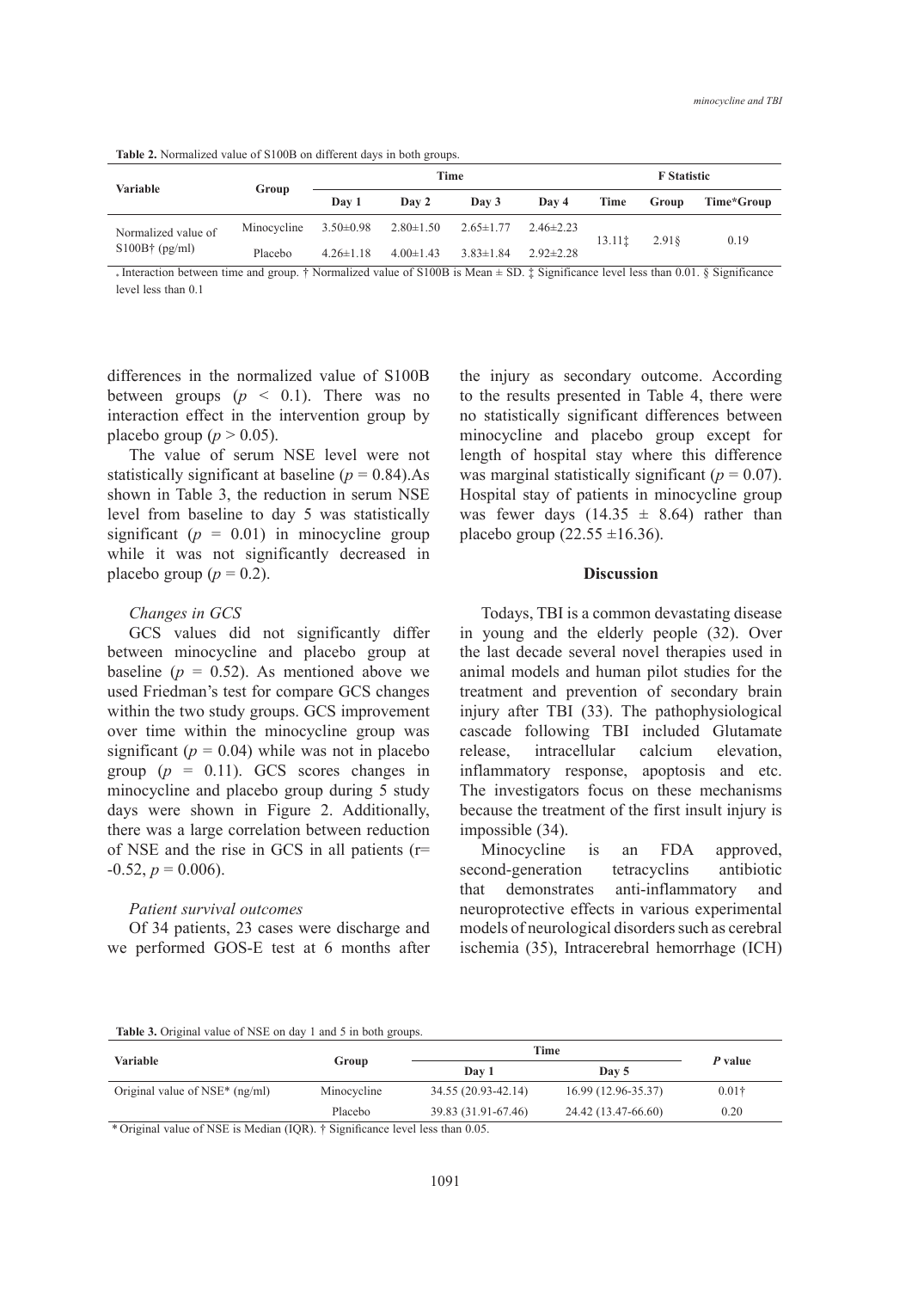**Table 2.** Normalized value of S100B on different days in both groups.

| Variable | Group | Time | | | | F Statistic | | |
|---|---|---|---|---|---|---|---|---|
| | | Day 1 | Day 2 | Day 3 | Day 4 | Time | Group | Time*Group |
| Normalized value of S100B† (pg/ml) | Minocycline | 3.50±0.98 | 2.80±1.50 | 2.65±1.77 | 2.46±2.23 | 13.11‡ | 2.91§ | 0.19 |
| | Placebo | 4.26±1.18 | 4.00±1.43 | 3.83±1.84 | 2.92±2.28 | | | |

* Interaction between time and group. † Normalized value of S100B is Mean ± SD. ‡ Significance level less than 0.01. § Significance level less than 0.1

differences in the normalized value of S100B between groups ($p < 0.1$). There was no interaction effect in the intervention group by placebo group ($p > 0.05$).

The value of serum NSE level were not statistically significant at baseline ($p = 0.84$).As shown in Table 3, the reduction in serum NSE level from baseline to day 5 was statistically significant ($p = 0.01$) in minocycline group while it was not significantly decreased in placebo group ($p = 0.2$).

*Changes in GCS*

GCS values did not significantly differ between minocycline and placebo group at baseline ($p = 0.52$). As mentioned above we used Friedman's test for compare GCS changes within the two study groups. GCS improvement over time within the minocycline group was significant ($p = 0.04$) while was not in placebo group ($p = 0.11$). GCS scores changes in minocycline and placebo group during 5 study days were shown in Figure 2. Additionally, there was a large correlation between reduction of NSE and the rise in GCS in all patients ($r = -0.52$, $p = 0.006$).

*Patient survival outcomes*

Of 34 patients, 23 cases were discharge and we performed GOS-E test at 6 months after the injury as secondary outcome. According to the results presented in Table 4, there were no statistically significant differences between minocycline and placebo group except for length of hospital stay where this difference was marginal statistically significant ($p = 0.07$). Hospital stay of patients in minocycline group was fewer days (14.35 ± 8.64) rather than placebo group (22.55 ±16.36).

## Discussion

Todays, TBI is a common devastating disease in young and the elderly people (32). Over the last decade several novel therapies used in animal models and human pilot studies for the treatment and prevention of secondary brain injury after TBI (33). The pathophysiological cascade following TBI included Glutamate release, intracellular calcium elevation, inflammatory response, apoptosis and etc. The investigators focus on these mechanisms because the treatment of the first insult injury is impossible (34).

Minocycline is an FDA approved, second-generation tetracyclins antibiotic that demonstrates anti-inflammatory and neuroprotective effects in various experimental models of neurological disorders such as cerebral ischemia (35), Intracerebral hemorrhage (ICH)

**Table 3.** Original value of NSE on day 1 and 5 in both groups.

| Variable | Group | Time | | P value |
|---|---|---|---|---|
| | | Day 1 | Day 5 | |
| Original value of NSE* (ng/ml) | Minocycline | 34.55 (20.93-42.14) | 16.99 (12.96-35.37) | 0.01† |
| | Placebo | 39.83 (31.91-67.46) | 24.42 (13.47-66.60) | 0.20 |

* Original value of NSE is Median (IQR). † Significance level less than 0.05.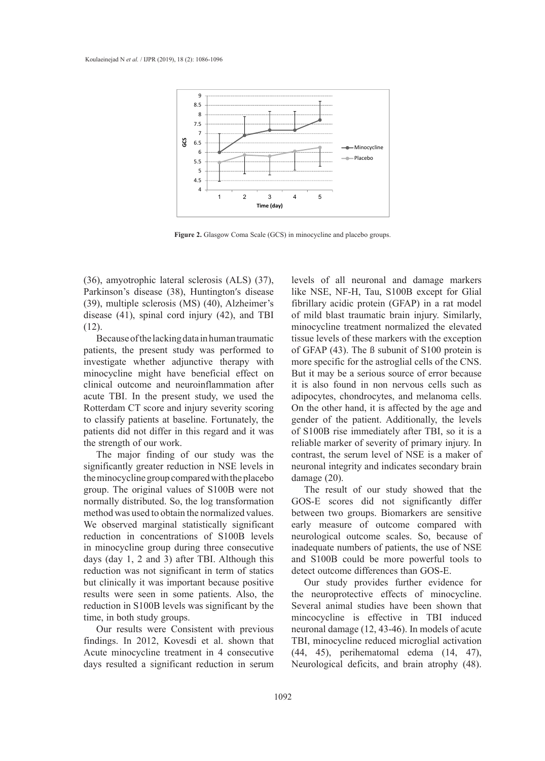Figure 2. Glasgow Coma Scale (GCS) in minocycline and placebo groups.

(36), amyotrophic lateral sclerosis (ALS) (37), Parkinson's disease (38), Huntington′s disease (39), multiple sclerosis (MS) (40), Alzheimer's disease (41), spinal cord injury (42), and TBI (12).

Because of the lacking data in human traumatic patients, the present study was performed to investigate whether adjunctive therapy with minocycline might have beneficial effect on clinical outcome and neuroinflammation after acute TBI. In the present study, we used the Rotterdam CT score and injury severity scoring to classify patients at baseline. Fortunately, the patients did not differ in this regard and it was the strength of our work.

The major finding of our study was the significantly greater reduction in NSE levels in the minocycline group compared with the placebo group. The original values of S100B were not normally distributed. So, the log transformation method was used to obtain the normalized values. We observed marginal statistically significant reduction in concentrations of S100B levels in minocycline group during three consecutive days (day 1, 2 and 3) after TBI. Although this reduction was not significant in term of statics but clinically it was important because positive results were seen in some patients. Also, the reduction in S100B levels was significant by the time, in both study groups.

Our results were Consistent with previous findings. In 2012, Kovesdi et al. shown that Acute minocycline treatment in 4 consecutive days resulted a significant reduction in serum levels of all neuronal and damage markers like NSE, NF-H, Tau, S100B except for Glial fibrillary acidic protein (GFAP) in a rat model of mild blast traumatic brain injury. Similarly, minocycline treatment normalized the elevated tissue levels of these markers with the exception of GFAP (43). The ß subunit of S100 protein is more specific for the astroglial cells of the CNS. But it may be a serious source of error because it is also found in non nervous cells such as adipocytes, chondrocytes, and melanoma cells. On the other hand, it is affected by the age and gender of the patient. Additionally, the levels of S100B rise immediately after TBI, so it is a reliable marker of severity of primary injury. In contrast, the serum level of NSE is a maker of neuronal integrity and indicates secondary brain damage (20).

The result of our study showed that the GOS-E scores did not significantly differ between two groups. Biomarkers are sensitive early measure of outcome compared with neurological outcome scales. So, because of inadequate numbers of patients, the use of NSE and S100B could be more powerful tools to detect outcome differences than GOS-E.

Our study provides further evidence for the neuroprotective effects of minocycline. Several animal studies have been shown that mincocycline is effective in TBI induced neuronal damage (12, 43-46). In models of acute TBI, minocycline reduced microglial activation (44, 45), perihematomal edema (14, 47), Neurological deficits, and brain atrophy (48).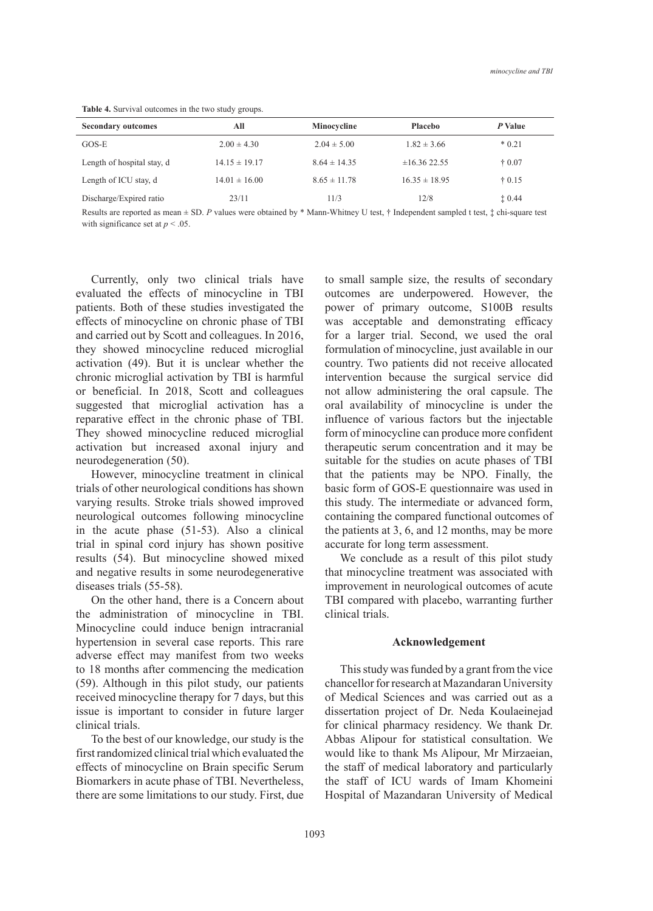**Table 4.** Survival outcomes in the two study groups.

| Secondary outcomes | All | Minocycline | Placebo | *P* Value |
|---|---|---|---|---|
| GOS-E | 2.00 ± 4.30 | 2.04 ± 5.00 | 1.82 ± 3.66 | * 0.21 |
| Length of hospital stay, d | 14.15 ± 19.17 | 8.64 ± 14.35 | ±16.36 22.55 | † 0.07 |
| Length of ICU stay, d | 14.01 ± 16.00 | 8.65 ± 11.78 | 16.35 ± 18.95 | † 0.15 |
| Discharge/Expired ratio | 23/11 | 11/3 | 12/8 | ‡ 0.44 |

Results are reported as mean ± SD. *P* values were obtained by * Mann-Whitney U test, † Independent sampled t test, ‡ chi-square test with significance set at $p < .05$.

Currently, only two clinical trials have evaluated the effects of minocycline in TBI patients. Both of these studies investigated the effects of minocycline on chronic phase of TBI and carried out by Scott and colleagues. In 2016, they showed minocycline reduced microglial activation (49). But it is unclear whether the chronic microglial activation by TBI is harmful or beneficial. In 2018, Scott and colleagues suggested that microglial activation has a reparative effect in the chronic phase of TBI. They showed minocycline reduced microglial activation but increased axonal injury and neurodegeneration (50).

However, minocycline treatment in clinical trials of other neurological conditions has shown varying results. Stroke trials showed improved neurological outcomes following minocycline in the acute phase (51-53). Also a clinical trial in spinal cord injury has shown positive results (54). But minocycline showed mixed and negative results in some neurodegenerative diseases trials (55-58).

On the other hand, there is a Concern about the administration of minocycline in TBI. Minocycline could induce benign intracranial hypertension in several case reports. This rare adverse effect may manifest from two weeks to 18 months after commencing the medication (59). Although in this pilot study, our patients received minocycline therapy for 7 days, but this issue is important to consider in future larger clinical trials.

To the best of our knowledge, our study is the first randomized clinical trial which evaluated the effects of minocycline on Brain specific Serum Biomarkers in acute phase of TBI. Nevertheless, there are some limitations to our study. First, due to small sample size, the results of secondary outcomes are underpowered. However, the power of primary outcome, S100B results was acceptable and demonstrating efficacy for a larger trial. Second, we used the oral formulation of minocycline, just available in our country. Two patients did not receive allocated intervention because the surgical service did not allow administering the oral capsule. The oral availability of minocycline is under the influence of various factors but the injectable form of minocycline can produce more confident therapeutic serum concentration and it may be suitable for the studies on acute phases of TBI that the patients may be NPO. Finally, the basic form of GOS-E questionnaire was used in this study. The intermediate or advanced form, containing the compared functional outcomes of the patients at 3, 6, and 12 months, may be more accurate for long term assessment.

We conclude as a result of this pilot study that minocycline treatment was associated with improvement in neurological outcomes of acute TBI compared with placebo, warranting further clinical trials.

## Acknowledgement

This study was funded by a grant from the vice chancellor for research at Mazandaran University of Medical Sciences and was carried out as a dissertation project of Dr. Neda Koulaeinejad for clinical pharmacy residency. We thank Dr. Abbas Alipour for statistical consultation. We would like to thank Ms Alipour, Mr Mirzaeian, the staff of medical laboratory and particularly the staff of ICU wards of Imam Khomeini Hospital of Mazandaran University of Medical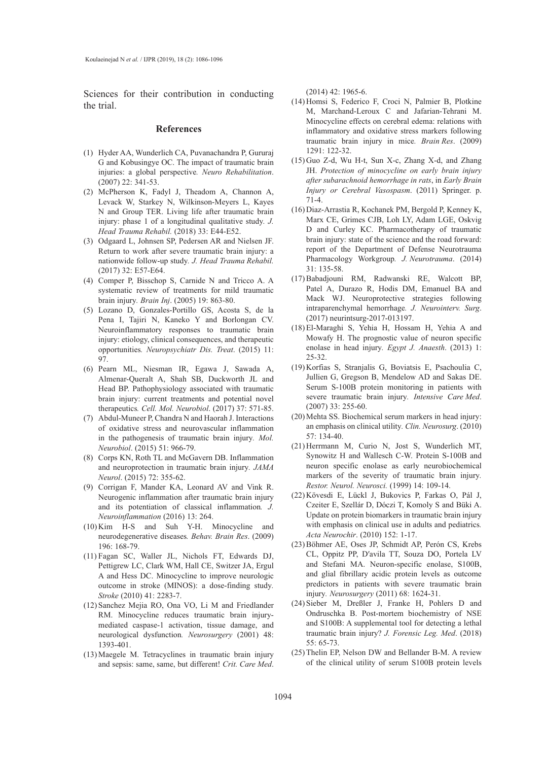Sciences for their contribution in conducting the trial.

## References

(1) Hyder AA, Wunderlich CA, Puvanachandra P, Gururaj G and Kobusingye OC. The impact of traumatic brain injuries: a global perspective. *Neuro Rehabilitation*. (2007) 22: 341-53.

(2) McPherson K, Fadyl J, Theadom A, Channon A, Levack W, Starkey N, Wilkinson-Meyers L, Kayes N and Group TER. Living life after traumatic brain injury: phase 1 of a longitudinal qualitative study. *J. Head Trauma Rehabil.* (2018) 33: E44-E52.

(3) Odgaard L, Johnsen SP, Pedersen AR and Nielsen JF. Return to work after severe traumatic brain injury: a nationwide follow-up study. *J. Head Trauma Rehabil.* (2017) 32: E57-E64.

(4) Comper P, Bisschop S, Carnide N and Tricco A. A systematic review of treatments for mild traumatic brain injury. *Brain Inj*. (2005) 19: 863-80.

(5) Lozano D, Gonzales-Portillo GS, Acosta S, de la Pena I, Tajiri N, Kaneko Y and Borlongan CV. Neuroinflammatory responses to traumatic brain injury: etiology, clinical consequences, and therapeutic opportunities. *Neuropsychiatr Dis. Treat*. (2015) 11: 97.

(6) Pearn ML, Niesman IR, Egawa J, Sawada A, Almenar-Queralt A, Shah SB, Duckworth JL and Head BP. Pathophysiology associated with traumatic brain injury: current treatments and potential novel therapeutics. *Cell. Mol. Neurobiol*. (2017) 37: 571-85.

(7) Abdul-Muneer P, Chandra N and Haorah J. Interactions of oxidative stress and neurovascular inflammation in the pathogenesis of traumatic brain injury. *Mol. Neurobiol*. (2015) 51: 966-79.

(8) Corps KN, Roth TL and McGavern DB. Inflammation and neuroprotection in traumatic brain injury. *JAMA Neurol*. (2015) 72: 355-62.

(9) Corrigan F, Mander KA, Leonard AV and Vink R. Neurogenic inflammation after traumatic brain injury and its potentiation of classical inflammation. *J. Neuroinflammation* (2016) 13: 264.

(10) Kim H-S and Suh Y-H. Minocycline and neurodegenerative diseases. *Behav. Brain Res*. (2009) 196: 168-79.

(11) Fagan SC, Waller JL, Nichols FT, Edwards DJ, Pettigrew LC, Clark WM, Hall CE, Switzer JA, Ergul A and Hess DC. Minocycline to improve neurologic outcome in stroke (MINOS): a dose-finding study. *Stroke* (2010) 41: 2283-7.

(12) Sanchez Mejia RO, Ona VO, Li M and Friedlander RM. Minocycline reduces traumatic brain injury-mediated caspase-1 activation, tissue damage, and neurological dysfunction. *Neurosurgery* (2001) 48: 1393-401.

(13) Maegele M. Tetracyclines in traumatic brain injury and sepsis: same, same, but different! *Crit. Care Med*. (2014) 42: 1965-6.

(14) Homsi S, Federico F, Croci N, Palmier B, Plotkine M, Marchand-Leroux C and Jafarian-Tehrani M. Minocycline effects on cerebral edema: relations with inflammatory and oxidative stress markers following traumatic brain injury in mice. *Brain Res*. (2009) 1291: 122-32.

(15) Guo Z-d, Wu H-t, Sun X-c, Zhang X-d, and Zhang JH. *Protection of minocycline on early brain injury after subarachnoid hemorrhage in rats*, in *Early Brain Injury or Cerebral Vasospasm*. (2011) Springer. p. 71-4.

(16) Diaz-Arrastia R, Kochanek PM, Bergold P, Kenney K, Marx CE, Grimes CJB, Loh LY, Adam LGE, Oskvig D and Curley KC. Pharmacotherapy of traumatic brain injury: state of the science and the road forward: report of the Department of Defense Neurotrauma Pharmacology Workgroup. *J. Neurotrauma*. (2014) 31: 135-58.

(17) Babadjouni RM, Radwanski RE, Walcott BP, Patel A, Durazo R, Hodis DM, Emanuel BA and Mack WJ. Neuroprotective strategies following intraparenchymal hemorrhage. *J. Neurointerv. Surg*. (2017) neurintsurg-2017-013197.

(18) El-Maraghi S, Yehia H, Hossam H, Yehia A and Mowafy H. The prognostic value of neuron specific enolase in head injury. *Egypt J. Anaesth*. (2013) 1: 25-32.

(19) Korfias S, Stranjalis G, Boviatsis E, Psachoulia C, Jullien G, Gregson B, Mendelow AD and Sakas DE. Serum S-100B protein monitoring in patients with severe traumatic brain injury. *Intensive Care Med*. (2007) 33: 255-60.

(20) Mehta SS. Biochemical serum markers in head injury: an emphasis on clinical utility. *Clin. Neurosurg*. (2010) 57: 134-40.

(21) Herrmann M, Curio N, Jost S, Wunderlich MT, Synowitz H and Wallesch C-W. Protein S-100B and neuron specific enolase as early neurobiochemical markers of the severity of traumatic brain injury. *Restor. Neurol. Neurosci.* (1999) 14: 109-14.

(22) Kövesdi E, Lückl J, Bukovics P, Farkas O, Pál J, Czeiter E, Szellár D, Dóczi T, Komoly S and Büki A. Update on protein biomarkers in traumatic brain injury with emphasis on clinical use in adults and pediatrics. *Acta Neurochir*. (2010) 152: 1-17.

(23) Böhmer AE, Oses JP, Schmidt AP, Perón CS, Krebs CL, Oppitz PP, D'avila TT, Souza DO, Portela LV and Stefani MA. Neuron-specific enolase, S100B, and glial fibrillary acidic protein levels as outcome predictors in patients with severe traumatic brain injury. *Neurosurgery* (2011) 68: 1624-31.

(24) Sieber M, Dreßler J, Franke H, Pohlers D and Ondruschka B. Post-mortem biochemistry of NSE and S100B: A supplemental tool for detecting a lethal traumatic brain injury? *J. Forensic Leg. Med*. (2018) 55: 65-73.

(25) Thelin EP, Nelson DW and Bellander B-M. A review of the clinical utility of serum S100B protein levels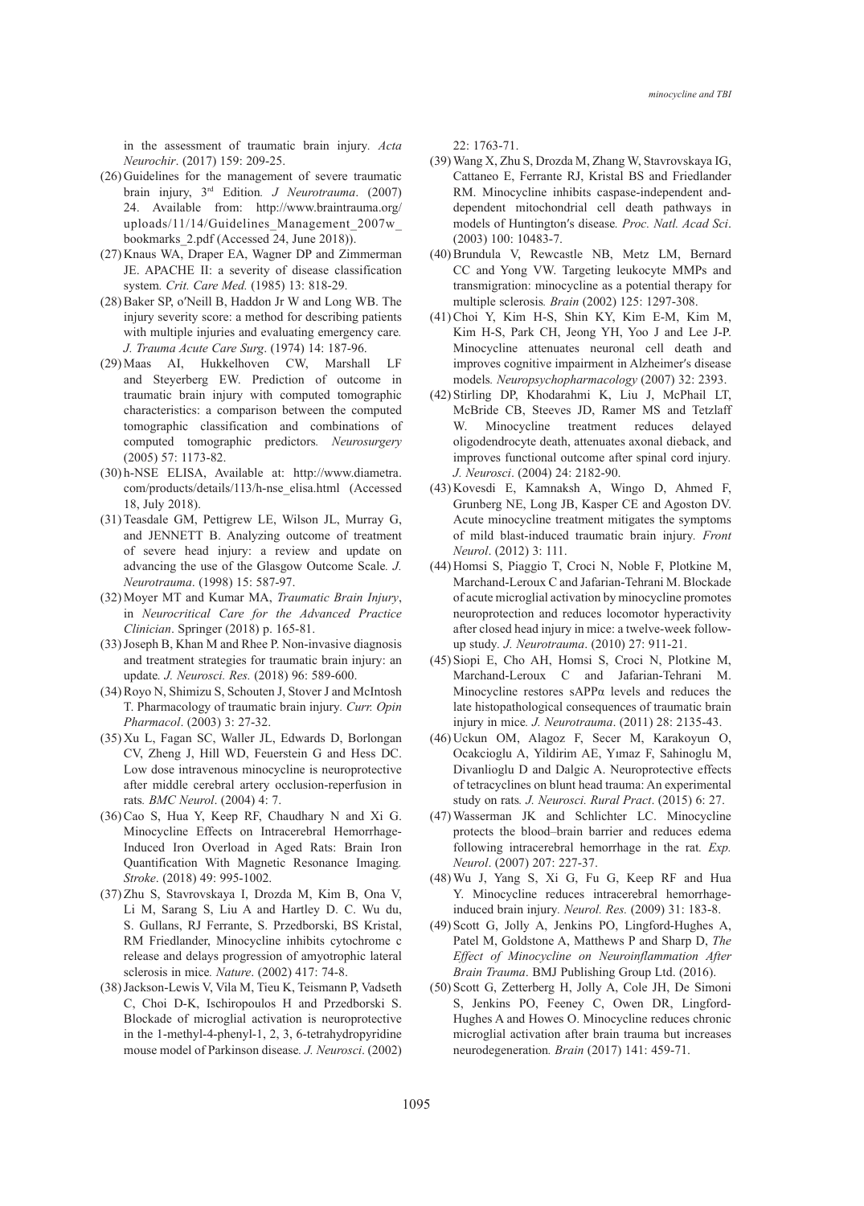in the assessment of traumatic brain injury. *Acta Neurochir*. (2017) 159: 209-25.

(26) Guidelines for the management of severe traumatic brain injury, 3rd Edition. *J Neurotrauma*. (2007) 24. Available from: http://www.braintrauma.org/uploads/11/14/Guidelines_Management_2007w_bookmarks_2.pdf (Accessed 24, June 2018)).

(27) Knaus WA, Draper EA, Wagner DP and Zimmerman JE. APACHE II: a severity of disease classification system. *Crit. Care Med.* (1985) 13: 818-29.

(28) Baker SP, o′Neill B, Haddon Jr W and Long WB. The injury severity score: a method for describing patients with multiple injuries and evaluating emergency care. *J. Trauma Acute Care Surg*. (1974) 14: 187-96.

(29) Maas AI, Hukkelhoven CW, Marshall LF and Steyerberg EW. Prediction of outcome in traumatic brain injury with computed tomographic characteristics: a comparison between the computed tomographic classification and combinations of computed tomographic predictors. *Neurosurgery* (2005) 57: 1173-82.

(30) h-NSE ELISA, Available at: http://www.diametra.com/products/details/113/h-nse_elisa.html (Accessed 18, July 2018).

(31) Teasdale GM, Pettigrew LE, Wilson JL, Murray G, and JENNETT B. Analyzing outcome of treatment of severe head injury: a review and update on advancing the use of the Glasgow Outcome Scale. *J. Neurotrauma*. (1998) 15: 587-97.

(32) Moyer MT and Kumar MA, *Traumatic Brain Injury*, in *Neurocritical Care for the Advanced Practice Clinician*. Springer (2018) p. 165-81.

(33) Joseph B, Khan M and Rhee P. Non-invasive diagnosis and treatment strategies for traumatic brain injury: an update. *J. Neurosci. Res.* (2018) 96: 589-600.

(34) Royo N, Shimizu S, Schouten J, Stover J and McIntosh T. Pharmacology of traumatic brain injury. *Curr. Opin Pharmacol*. (2003) 3: 27-32.

(35) Xu L, Fagan SC, Waller JL, Edwards D, Borlongan CV, Zheng J, Hill WD, Feuerstein G and Hess DC. Low dose intravenous minocycline is neuroprotective after middle cerebral artery occlusion-reperfusion in rats. *BMC Neurol*. (2004) 4: 7.

(36) Cao S, Hua Y, Keep RF, Chaudhary N and Xi G. Minocycline Effects on Intracerebral Hemorrhage-Induced Iron Overload in Aged Rats: Brain Iron Quantification With Magnetic Resonance Imaging. *Stroke*. (2018) 49: 995-1002.

(37) Zhu S, Stavrovskaya I, Drozda M, Kim B, Ona V, Li M, Sarang S, Liu A and Hartley D. C. Wu du, S. Gullans, RJ Ferrante, S. Przedborski, BS Kristal, RM Friedlander, Minocycline inhibits cytochrome c release and delays progression of amyotrophic lateral sclerosis in mice. *Nature*. (2002) 417: 74-8.

(38) Jackson-Lewis V, Vila M, Tieu K, Teismann P, Vadseth C, Choi D-K, Ischiropoulos H and Przedborski S. Blockade of microglial activation is neuroprotective in the 1-methyl-4-phenyl-1, 2, 3, 6-tetrahydropyridine mouse model of Parkinson disease. *J. Neurosci*. (2002) 22: 1763-71.

(39) Wang X, Zhu S, Drozda M, Zhang W, Stavrovskaya IG, Cattaneo E, Ferrante RJ, Kristal BS and Friedlander RM. Minocycline inhibits caspase-independent and-dependent mitochondrial cell death pathways in models of Huntington′s disease. *Proc. Natl. Acad Sci*. (2003) 100: 10483-7.

(40) Brundula V, Rewcastle NB, Metz LM, Bernard CC and Yong VW. Targeting leukocyte MMPs and transmigration: minocycline as a potential therapy for multiple sclerosis. *Brain* (2002) 125: 1297-308.

(41) Choi Y, Kim H-S, Shin KY, Kim E-M, Kim M, Kim H-S, Park CH, Jeong YH, Yoo J and Lee J-P. Minocycline attenuates neuronal cell death and improves cognitive impairment in Alzheimer′s disease models. *Neuropsychopharmacology* (2007) 32: 2393.

(42) Stirling DP, Khodarahmi K, Liu J, McPhail LT, McBride CB, Steeves JD, Ramer MS and Tetzlaff W. Minocycline treatment reduces delayed oligodendrocyte death, attenuates axonal dieback, and improves functional outcome after spinal cord injury. *J. Neurosci*. (2004) 24: 2182-90.

(43) Kovesdi E, Kamnaksh A, Wingo D, Ahmed F, Grunberg NE, Long JB, Kasper CE and Agoston DV. Acute minocycline treatment mitigates the symptoms of mild blast-induced traumatic brain injury. *Front Neurol*. (2012) 3: 111.

(44) Homsi S, Piaggio T, Croci N, Noble F, Plotkine M, Marchand-Leroux C and Jafarian-Tehrani M. Blockade of acute microglial activation by minocycline promotes neuroprotection and reduces locomotor hyperactivity after closed head injury in mice: a twelve-week follow-up study. *J. Neurotrauma*. (2010) 27: 911-21.

(45) Siopi E, Cho AH, Homsi S, Croci N, Plotkine M, Marchand-Leroux C and Jafarian-Tehrani M. Minocycline restores sAPPα levels and reduces the late histopathological consequences of traumatic brain injury in mice. *J. Neurotrauma*. (2011) 28: 2135-43.

(46) Uckun OM, Alagoz F, Secer M, Karakoyun O, Ocakcioglu A, Yildirim AE, Yımaz F, Sahinoglu M, Divanlioglu D and Dalgic A. Neuroprotective effects of tetracyclines on blunt head trauma: An experimental study on rats. *J. Neurosci. Rural Pract*. (2015) 6: 27.

(47) Wasserman JK and Schlichter LC. Minocycline protects the blood–brain barrier and reduces edema following intracerebral hemorrhage in the rat. *Exp. Neurol*. (2007) 207: 227-37.

(48) Wu J, Yang S, Xi G, Fu G, Keep RF and Hua Y. Minocycline reduces intracerebral hemorrhage-induced brain injury. *Neurol. Res.* (2009) 31: 183-8.

(49) Scott G, Jolly A, Jenkins PO, Lingford-Hughes A, Patel M, Goldstone A, Matthews P and Sharp D, *The Effect of Minocycline on Neuroinflammation After Brain Trauma*. BMJ Publishing Group Ltd. (2016).

(50) Scott G, Zetterberg H, Jolly A, Cole JH, De Simoni S, Jenkins PO, Feeney C, Owen DR, Lingford-Hughes A and Howes O. Minocycline reduces chronic microglial activation after brain trauma but increases neurodegeneration. *Brain* (2017) 141: 459-71.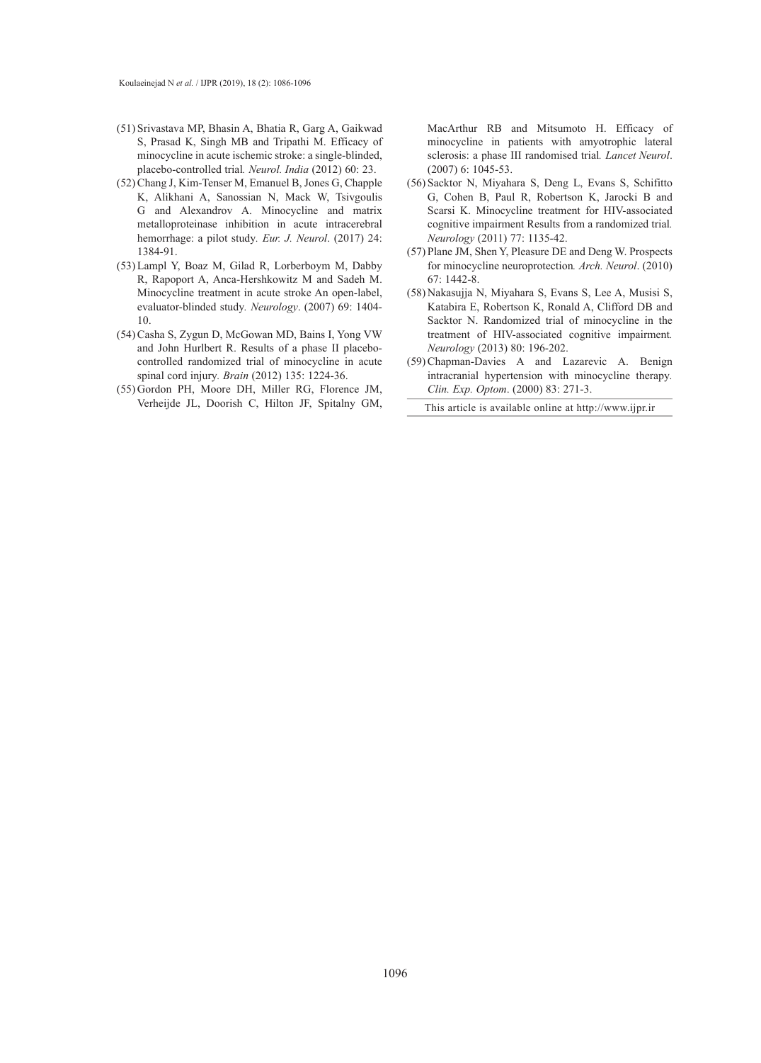(51) Srivastava MP, Bhasin A, Bhatia R, Garg A, Gaikwad S, Prasad K, Singh MB and Tripathi M. Efficacy of minocycline in acute ischemic stroke: a single-blinded, placebo-controlled trial. *Neurol. India* (2012) 60: 23.

(52) Chang J, Kim-Tenser M, Emanuel B, Jones G, Chapple K, Alikhani A, Sanossian N, Mack W, Tsivgoulis G and Alexandrov A. Minocycline and matrix metalloproteinase inhibition in acute intracerebral hemorrhage: a pilot study. *Eur. J. Neurol*. (2017) 24: 1384-91.

(53) Lampl Y, Boaz M, Gilad R, Lorberboym M, Dabby R, Rapoport A, Anca-Hershkowitz M and Sadeh M. Minocycline treatment in acute stroke An open-label, evaluator-blinded study. *Neurology*. (2007) 69: 1404-10.

(54) Casha S, Zygun D, McGowan MD, Bains I, Yong VW and John Hurlbert R. Results of a phase II placebo-controlled randomized trial of minocycline in acute spinal cord injury. *Brain* (2012) 135: 1224-36.

(55) Gordon PH, Moore DH, Miller RG, Florence JM, Verheijde JL, Doorish C, Hilton JF, Spitalny GM, MacArthur RB and Mitsumoto H. Efficacy of minocycline in patients with amyotrophic lateral sclerosis: a phase III randomised trial. *Lancet Neurol*. (2007) 6: 1045-53.

(56) Sacktor N, Miyahara S, Deng L, Evans S, Schifitto G, Cohen B, Paul R, Robertson K, Jarocki B and Scarsi K. Minocycline treatment for HIV-associated cognitive impairment Results from a randomized trial. *Neurology* (2011) 77: 1135-42.

(57) Plane JM, Shen Y, Pleasure DE and Deng W. Prospects for minocycline neuroprotection. *Arch. Neurol*. (2010) 67: 1442-8.

(58) Nakasujja N, Miyahara S, Evans S, Lee A, Musisi S, Katabira E, Robertson K, Ronald A, Clifford DB and Sacktor N. Randomized trial of minocycline in the treatment of HIV-associated cognitive impairment. *Neurology* (2013) 80: 196-202.

(59) Chapman-Davies A and Lazarevic A. Benign intracranial hypertension with minocycline therapy. *Clin. Exp. Optom*. (2000) 83: 271-3.

This article is available online at http://www.ijpr.ir